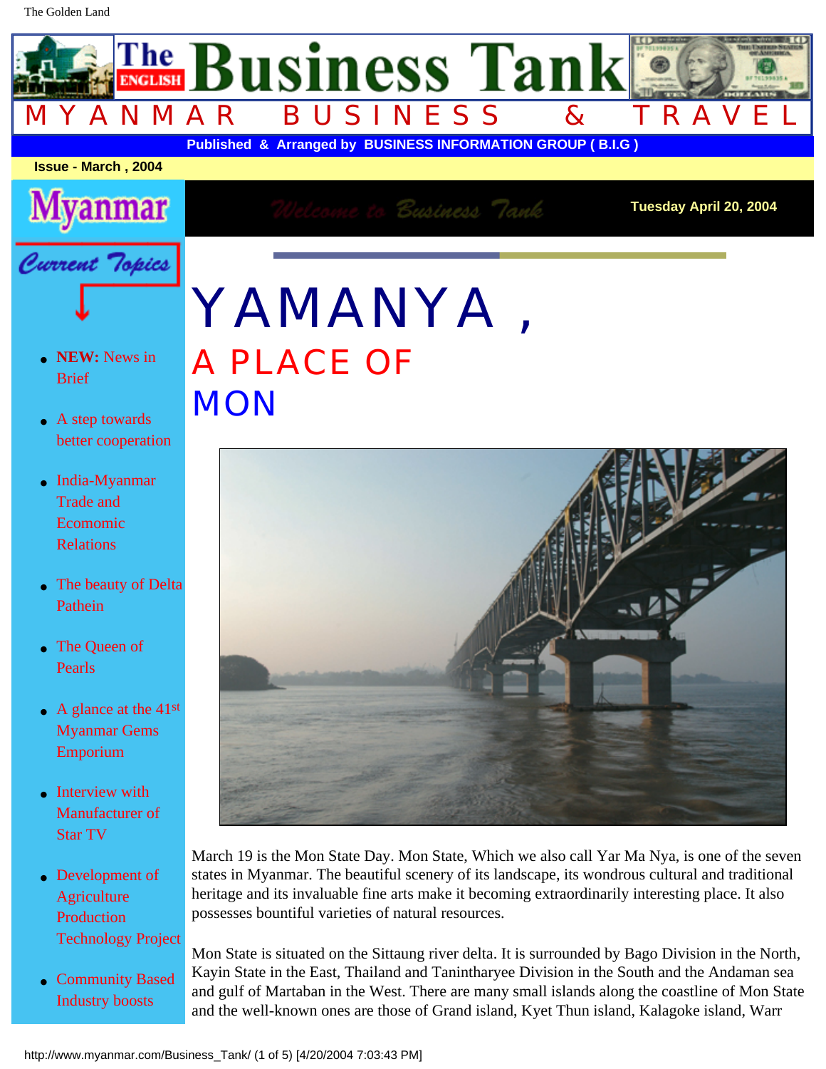# The Business Tank

MYANMAR BUSINESS & TRAVEL

**Published & Arranged by BUSINESS INFORMATION GROUP ( B.I.G )**

**Issue - March , 2004**

**Tuesday April 20, 2004**

Current Topics

- **NEW:** News in Brief
- A step towards better cooperation
- India-Myanmar Trade and Ecomomic Relations
- The beauty of Delta Pathein
- The Queen of Pearls
- A glance at the 41st Myanmar Gems Emporium
- Interview with Manufacturer of Star TV
- Development of Agriculture Production Technology Project
- Community Based Industry boosts

# YAMANYA ,

## A PLACE OF MON

March 19 is the Mon State Day. Mon State, Which we also call Yar Ma Nya, is one of the seven states in Myanmar. The beautiful scenery of its landscape, its wondrous cultural and traditional heritage and its invaluable fine arts make it becoming extraordinarily interesting place. It also possesses bountiful varieties of natural resources.

Mon State is situated on the Sittaung river delta. It is surrounded by Bago Division in the North, Kayin State in the East, Thailand and Tanintharyee Division in the South and the Andaman sea and gulf of Martaban in the West. There are many small islands along the coastline of Mon State and the well-known ones are those of Grand island, Kyet Thun island, Kalagoke island, Warr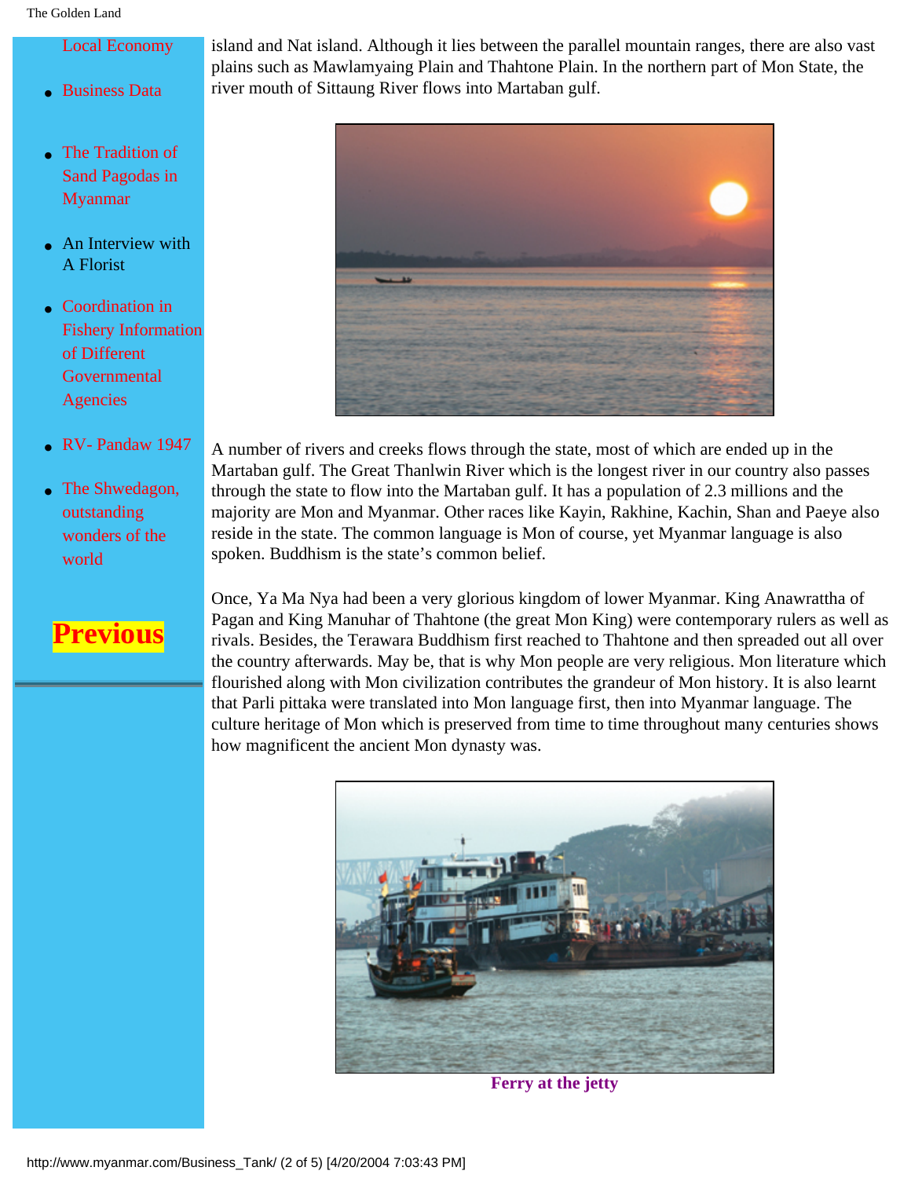- Local Economy
- Business Data
- The Tradition of Sand Pagodas in Myanmar
- An Interview with A Florist
- Coordination in Fishery Information of Different Governmental Agencies
- RV- Pandaw 1947
- The Shwedagon, outstanding wonders of the world

**Previous**

island and Nat island. Although it lies between the parallel mountain ranges, there are also vast plains such as Mawlamyaing Plain and Thahtone Plain. In the northern part of Mon State, the river mouth of Sittaung River flows into Martaban gulf.

A number of rivers and creeks flows through the state, most of which are ended up in the Martaban gulf. The Great Thanlwin River which is the longest river in our country also passes through the state to flow into the Martaban gulf. It has a population of 2.3 millions and the majority are Mon and Myanmar. Other races like Kayin, Rakhine, Kachin, Shan and Paeye also reside in the state. The common language is Mon of course, yet Myanmar language is also spoken. Buddhism is the state's common belief.

Once, Ya Ma Nya had been a very glorious kingdom of lower Myanmar. King Anawrattha of Pagan and King Manuhar of Thahtone (the great Mon King) were contemporary rulers as well as rivals. Besides, the Terawara Buddhism first reached to Thahtone and then spreaded out all over the country afterwards. May be, that is why Mon people are very religious. Mon literature which flourished along with Mon civilization contributes the grandeur of Mon history. It is also learnt that Parli pittaka were translated into Mon language first, then into Myanmar language. The culture heritage of Mon which is preserved from time to time throughout many centuries shows how magnificent the ancient Mon dynasty was.

**Ferry at the jetty**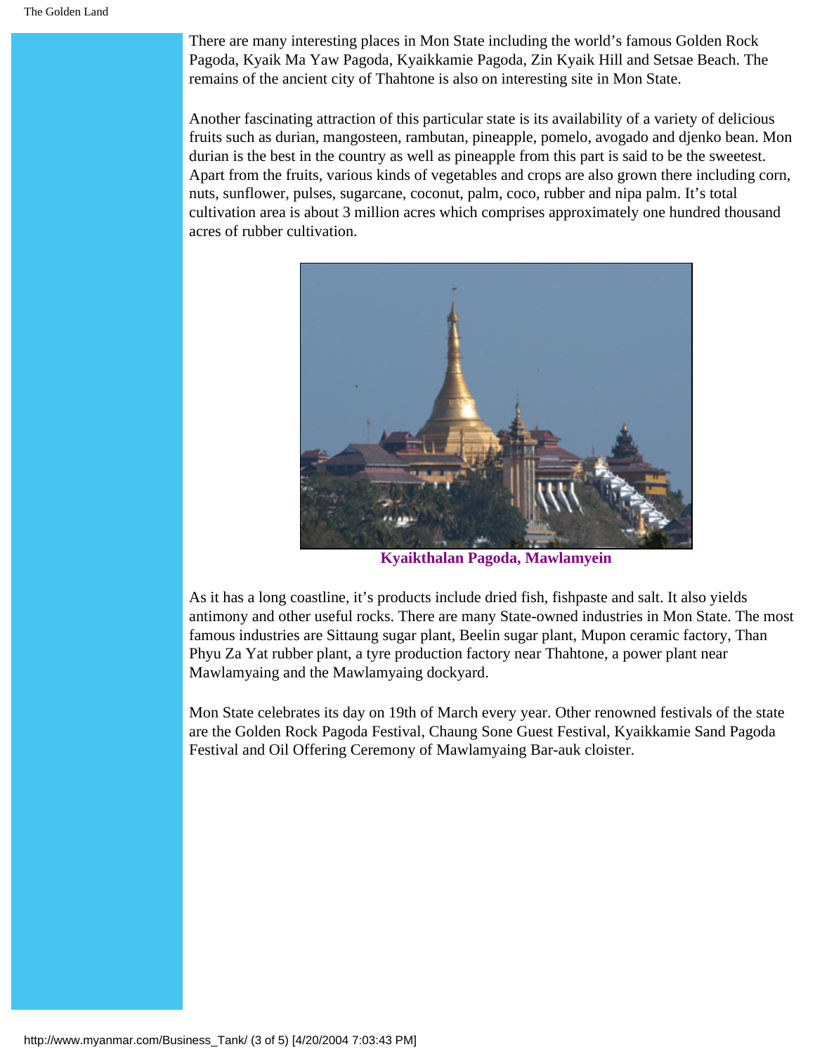There are many interesting places in Mon State including the world's famous Golden Rock Pagoda, Kyaik Ma Yaw Pagoda, Kyaikkamie Pagoda, Zin Kyaik Hill and Setsae Beach. The remains of the ancient city of Thahtone is also on interesting site in Mon State.

Another fascinating attraction of this particular state is its availability of a variety of delicious fruits such as durian, mangosteen, rambutan, pineapple, pomelo, avogado and djenko bean. Mon durian is the best in the country as well as pineapple from this part is said to be the sweetest. Apart from the fruits, various kinds of vegetables and crops are also grown there including corn, nuts, sunflower, pulses, sugarcane, coconut, palm, coco, rubber and nipa palm. It's total cultivation area is about 3 million acres which comprises approximately one hundred thousand acres of rubber cultivation.

**Kyaikthalan Pagoda, Mawlamyein**

As it has a long coastline, it's products include dried fish, fishpaste and salt. It also yields antimony and other useful rocks. There are many State-owned industries in Mon State. The most famous industries are Sittaung sugar plant, Beelin sugar plant, Mupon ceramic factory, Than Phyu Za Yat rubber plant, a tyre production factory near Thahtone, a power plant near Mawlamyaing and the Mawlamyaing dockyard.

Mon State celebrates its day on 19th of March every year. Other renowned festivals of the state are the Golden Rock Pagoda Festival, Chaung Sone Guest Festival, Kyaikkamie Sand Pagoda Festival and Oil Offering Ceremony of Mawlamyaing Bar-auk cloister.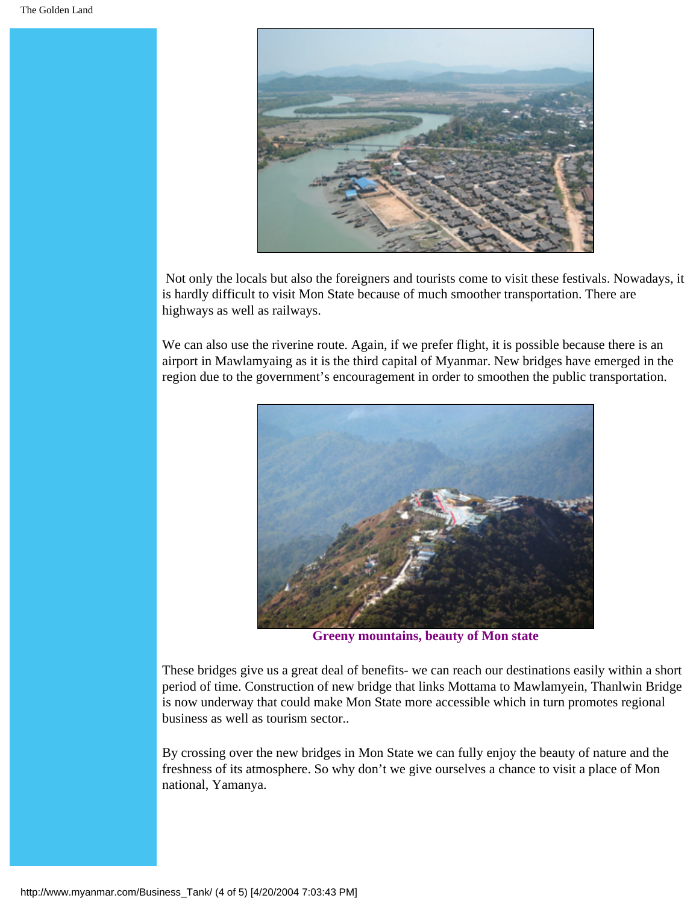Not only the locals but also the foreigners and tourists come to visit these festivals. Nowadays, it is hardly difficult to visit Mon State because of much smoother transportation. There are highways as well as railways.

We can also use the riverine route. Again, if we prefer flight, it is possible because there is an airport in Mawlamyaing as it is the third capital of Myanmar. New bridges have emerged in the region due to the government's encouragement in order to smoothen the public transportation.

**Greeny mountains, beauty of Mon state**

These bridges give us a great deal of benefits- we can reach our destinations easily within a short period of time. Construction of new bridge that links Mottama to Mawlamyein, Thanlwin Bridge is now underway that could make Mon State more accessible which in turn promotes regional business as well as tourism sector..

By crossing over the new bridges in Mon State we can fully enjoy the beauty of nature and the freshness of its atmosphere. So why don't we give ourselves a chance to visit a place of Mon national, Yamanya.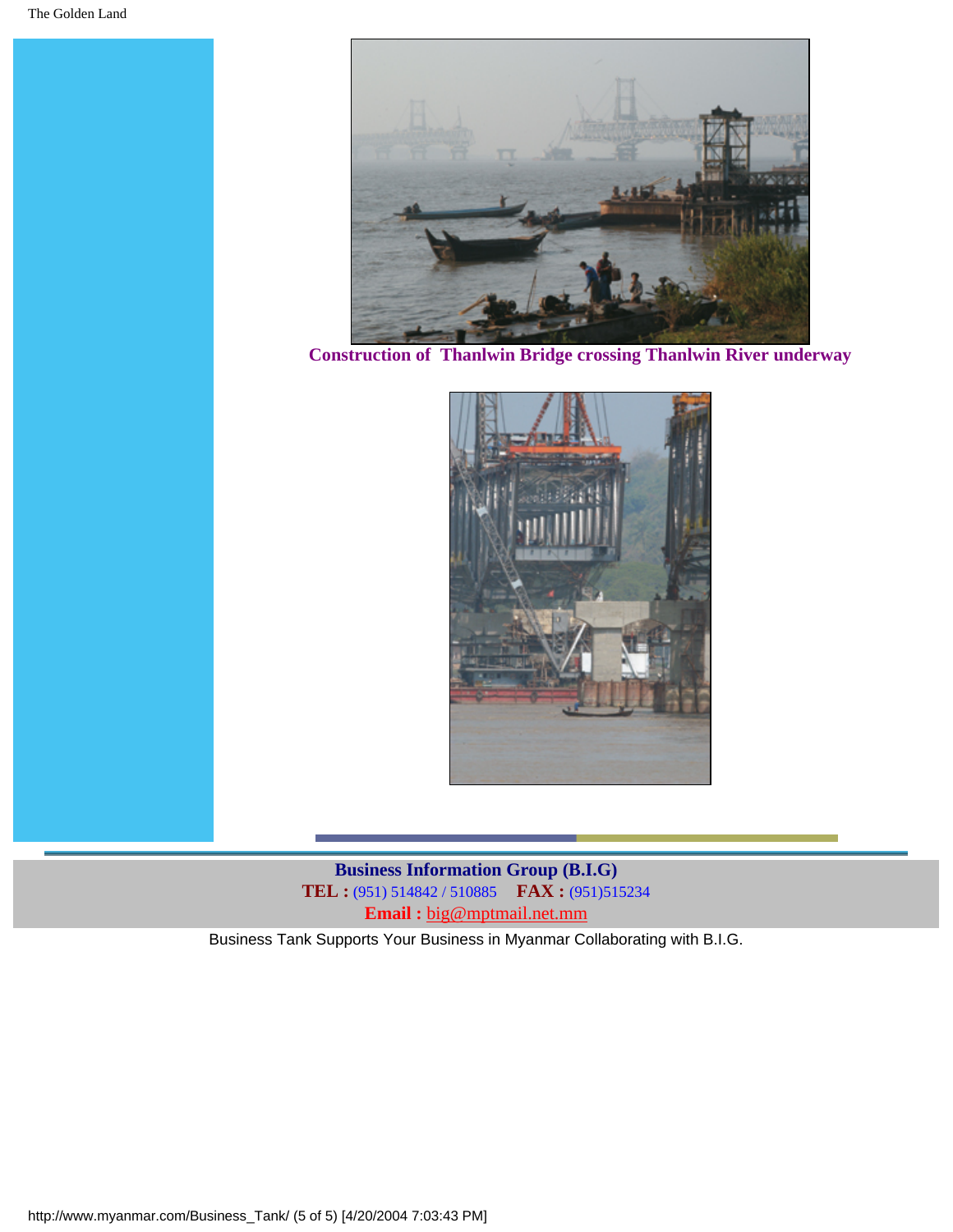**Construction of Thanlwin Bridge crossing Thanlwin River underway**

**Business Information Group (B.I.G)**

**TEL :** (951) 514842 / 510885 **FAX :** (951)515234

**Email :** big@mptmail.net.mm

Business Tank Supports Your Business in Myanmar Collaborating with B.I.G.